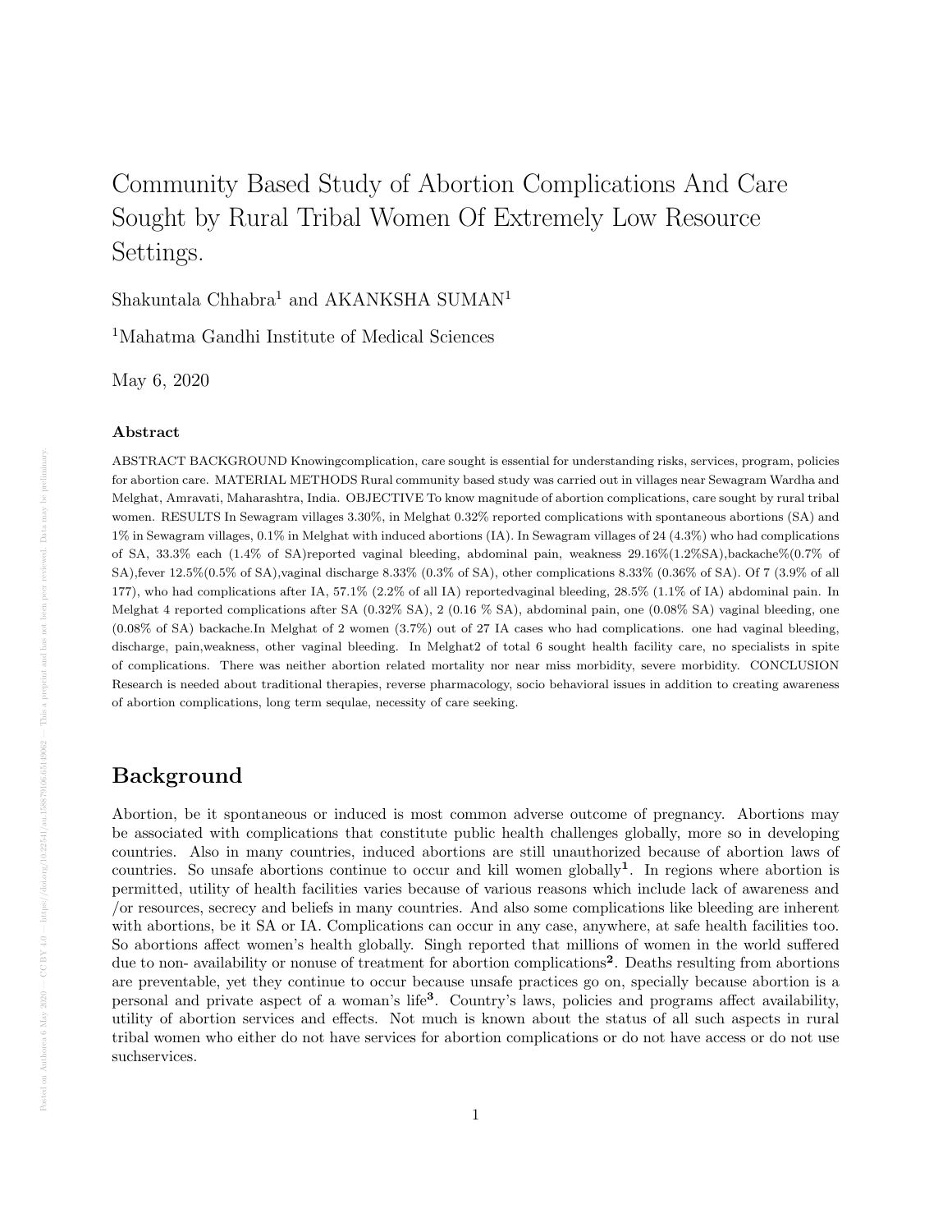# Community Based Study of Abortion Complications And Care Sought by Rural Tribal Women Of Extremely Low Resource Settings.

Shakuntala Chhabra[1] and AKANKSHA SUMAN[1]

[1]Mahatma Gandhi Institute of Medical Sciences

May 6, 2020

### Abstract

ABSTRACT BACKGROUND Knowingcomplication, care sought is essential for understanding risks, services, program, policies for abortion care. MATERIAL METHODS Rural community based study was carried out in villages near Sewagram Wardha and Melghat, Amravati, Maharashtra, India. OBJECTIVE To know magnitude of abortion complications, care sought by rural tribal women. RESULTS In Sewagram villages 3.30%, in Melghat 0.32% reported complications with spontaneous abortions (SA) and 1% in Sewagram villages, 0.1% in Melghat with induced abortions (IA). In Sewagram villages of 24 (4.3%) who had complications of SA, 33.3% each (1.4% of SA)reported vaginal bleeding, abdominal pain, weakness 29.16%(1.2%SA),backache%(0.7% of SA),fever 12.5%(0.5% of SA),vaginal discharge 8.33% (0.3% of SA), other complications 8.33% (0.36% of SA). Of 7 (3.9% of all 177), who had complications after IA, 57.1% (2.2% of all IA) reportedvaginal bleeding, 28.5% (1.1% of IA) abdominal pain. In Melghat 4 reported complications after SA (0.32% SA), 2 (0.16 % SA), abdominal pain, one (0.08% SA) vaginal bleeding, one (0.08% of SA) backache.In Melghat of 2 women (3.7%) out of 27 IA cases who had complications. one had vaginal bleeding, discharge, pain,weakness, other vaginal bleeding. In Melghat2 of total 6 sought health facility care, no specialists in spite of complications. There was neither abortion related mortality nor near miss morbidity, severe morbidity. CONCLUSION Research is needed about traditional therapies, reverse pharmacology, socio behavioral issues in addition to creating awareness of abortion complications, long term sequlae, necessity of care seeking.

## Background

Abortion, be it spontaneous or induced is most common adverse outcome of pregnancy. Abortions may be associated with complications that constitute public health challenges globally, more so in developing countries. Also in many countries, induced abortions are still unauthorized because of abortion laws of countries. So unsafe abortions continue to occur and kill women globally[1]. In regions where abortion is permitted, utility of health facilities varies because of various reasons which include lack of awareness and /or resources, secrecy and beliefs in many countries. And also some complications like bleeding are inherent with abortions, be it SA or IA. Complications can occur in any case, anywhere, at safe health facilities too. So abortions affect women's health globally. Singh reported that millions of women in the world suffered due to non- availability or nonuse of treatment for abortion complications[2]. Deaths resulting from abortions are preventable, yet they continue to occur because unsafe practices go on, specially because abortion is a personal and private aspect of a woman's life[3]. Country's laws, policies and programs affect availability, utility of abortion services and effects. Not much is known about the status of all such aspects in rural tribal women who either do not have services for abortion complications or do not have access or do not use suchservices.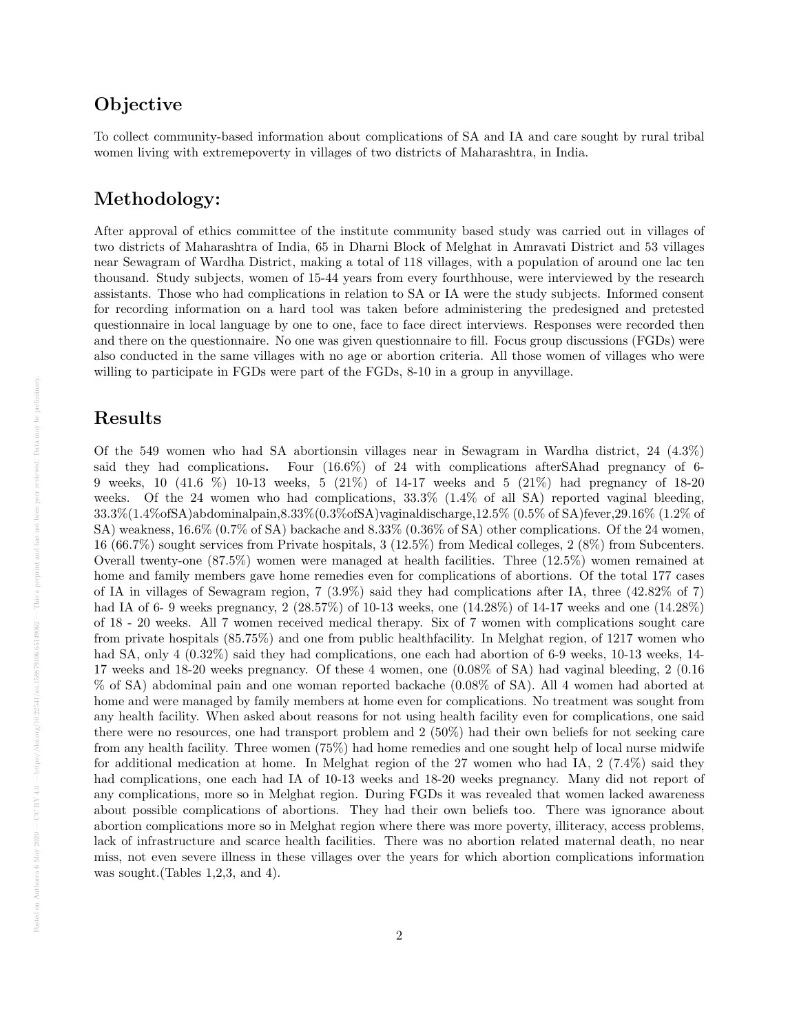## Objective

To collect community-based information about complications of SA and IA and care sought by rural tribal women living with extremepoverty in villages of two districts of Maharashtra, in India.

## Methodology:

After approval of ethics committee of the institute community based study was carried out in villages of two districts of Maharashtra of India, 65 in Dharni Block of Melghat in Amravati District and 53 villages near Sewagram of Wardha District, making a total of 118 villages, with a population of around one lac ten thousand. Study subjects, women of 15-44 years from every fourthhouse, were interviewed by the research assistants. Those who had complications in relation to SA or IA were the study subjects. Informed consent for recording information on a hard tool was taken before administering the predesigned and pretested questionnaire in local language by one to one, face to face direct interviews. Responses were recorded then and there on the questionnaire. No one was given questionnaire to fill. Focus group discussions (FGDs) were also conducted in the same villages with no age or abortion criteria. All those women of villages who were willing to participate in FGDs were part of the FGDs, 8-10 in a group in anyvillage.

## Results

Of the 549 women who had SA abortionsin villages near in Sewagram in Wardha district, 24 (4.3%) said they had complications**.** Four (16.6%) of 24 with complications afterSAhad pregnancy of 6-9 weeks, 10 (41.6 %) 10-13 weeks, 5 (21%) of 14-17 weeks and 5 (21%) had pregnancy of 18-20 weeks. Of the 24 women who had complications, 33.3% (1.4% of all SA) reported vaginal bleeding, 33.3%(1.4%ofSA)abdominalpain,8.33%(0.3%ofSA)vaginaldischarge,12.5% (0.5% of SA)fever,29.16% (1.2% of SA) weakness, 16.6% (0.7% of SA) backache and 8.33% (0.36% of SA) other complications. Of the 24 women, 16 (66.7%) sought services from Private hospitals, 3 (12.5%) from Medical colleges, 2 (8%) from Subcenters. Overall twenty-one (87.5%) women were managed at health facilities. Three (12.5%) women remained at home and family members gave home remedies even for complications of abortions. Of the total 177 cases of IA in villages of Sewagram region, 7 (3.9%) said they had complications after IA, three (42.82% of 7) had IA of 6- 9 weeks pregnancy, 2 (28.57%) of 10-13 weeks, one (14.28%) of 14-17 weeks and one (14.28%) of 18 - 20 weeks. All 7 women received medical therapy. Six of 7 women with complications sought care from private hospitals (85.75%) and one from public healthfacility. In Melghat region, of 1217 women who had SA, only 4 (0.32%) said they had complications, one each had abortion of 6-9 weeks, 10-13 weeks, 14-17 weeks and 18-20 weeks pregnancy. Of these 4 women, one (0.08% of SA) had vaginal bleeding, 2 (0.16 % of SA) abdominal pain and one woman reported backache (0.08% of SA). All 4 women had aborted at home and were managed by family members at home even for complications. No treatment was sought from any health facility. When asked about reasons for not using health facility even for complications, one said there were no resources, one had transport problem and 2 (50%) had their own beliefs for not seeking care from any health facility. Three women (75%) had home remedies and one sought help of local nurse midwife for additional medication at home. In Melghat region of the 27 women who had IA, 2 (7.4%) said they had complications, one each had IA of 10-13 weeks and 18-20 weeks pregnancy. Many did not report of any complications, more so in Melghat region. During FGDs it was revealed that women lacked awareness about possible complications of abortions. They had their own beliefs too. There was ignorance about abortion complications more so in Melghat region where there was more poverty, illiteracy, access problems, lack of infrastructure and scarce health facilities. There was no abortion related maternal death, no near miss, not even severe illness in these villages over the years for which abortion complications information was sought.(Tables 1,2,3, and 4).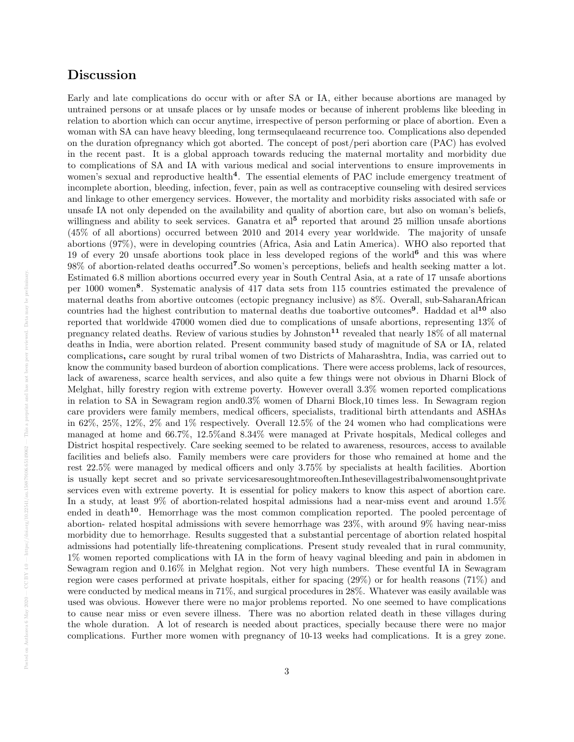## Discussion

Early and late complications do occur with or after SA or IA, either because abortions are managed by untrained persons or at unsafe places or by unsafe modes or because of inherent problems like bleeding in relation to abortion which can occur anytime, irrespective of person performing or place of abortion. Even a woman with SA can have heavy bleeding, long termsequlaeand recurrence too. Complications also depended on the duration ofpregnancy which got aborted. The concept of post/peri abortion care (PAC) has evolved in the recent past. It is a global approach towards reducing the maternal mortality and morbidity due to complications of SA and IA with various medical and social interventions to ensure improvements in women's sexual and reproductive health[4]. The essential elements of PAC include emergency treatment of incomplete abortion, bleeding, infection, fever, pain as well as contraceptive counseling with desired services and linkage to other emergency services. However, the mortality and morbidity risks associated with safe or unsafe IA not only depended on the availability and quality of abortion care, but also on woman's beliefs, willingness and ability to seek services. Ganatra et al[5] reported that around 25 million unsafe abortions (45% of all abortions) occurred between 2010 and 2014 every year worldwide. The majority of unsafe abortions (97%), were in developing countries (Africa, Asia and Latin America). WHO also reported that 19 of every 20 unsafe abortions took place in less developed regions of the world[6] and this was where 98% of abortion-related deaths occurred[7].So women's perceptions, beliefs and health seeking matter a lot. Estimated 6.8 million abortions occurred every year in South Central Asia, at a rate of 17 unsafe abortions per 1000 women[8]. Systematic analysis of 417 data sets from 115 countries estimated the prevalence of maternal deaths from abortive outcomes (ectopic pregnancy inclusive) as 8%. Overall, sub-SaharanAfrican countries had the highest contribution to maternal deaths due toabortive outcomes[9]. Haddad et al[10] also reported that worldwide 47000 women died due to complications of unsafe abortions, representing 13% of pregnancy related deaths. Review of various studies by Johnston[11] revealed that nearly 18% of all maternal deaths in India, were abortion related. Present community based study of magnitude of SA or IA, related complications**,** care sought by rural tribal women of two Districts of Maharashtra, India, was carried out to know the community based burdeon of abortion complications. There were access problems, lack of resources, lack of awareness, scarce health services, and also quite a few things were not obvious in Dharni Block of Melghat, hilly forestry region with extreme poverty. However overall 3.3% women reported complications in relation to SA in Sewagram region and0.3% women of Dharni Block,10 times less. In Sewagram region care providers were family members, medical officers, specialists, traditional birth attendants and ASHAs in 62%, 25%, 12%, 2% and 1% respectively. Overall 12.5% of the 24 women who had complications were managed at home and 66.7%, 12.5%and 8.34% were managed at Private hospitals, Medical colleges and District hospital respectively. Care seeking seemed to be related to awareness, resources, access to available facilities and beliefs also. Family members were care providers for those who remained at home and the rest 22.5% were managed by medical officers and only 3.75% by specialists at health facilities. Abortion is usually kept secret and so private servicesaresoughtmoreoften.Inthesevillagestribalwomensoughtprivate services even with extreme poverty. It is essential for policy makers to know this aspect of abortion care. In a study, at least 9% of abortion-related hospital admissions had a near-miss event and around 1.5% ended in death[10]. Hemorrhage was the most common complication reported. The pooled percentage of abortion- related hospital admissions with severe hemorrhage was 23%, with around 9% having near-miss morbidity due to hemorrhage. Results suggested that a substantial percentage of abortion related hospital admissions had potentially life-threatening complications. Present study revealed that in rural community, 1% women reported complications with IA in the form of heavy vaginal bleeding and pain in abdomen in Sewagram region and 0.16% in Melghat region. Not very high numbers. These eventful IA in Sewagram region were cases performed at private hospitals, either for spacing (29%) or for health reasons (71%) and were conducted by medical means in 71%, and surgical procedures in 28%. Whatever was easily available was used was obvious. However there were no major problems reported. No one seemed to have complications to cause near miss or even severe illness. There was no abortion related death in these villages during the whole duration. A lot of research is needed about practices, specially because there were no major complications. Further more women with pregnancy of 10-13 weeks had complications. It is a grey zone.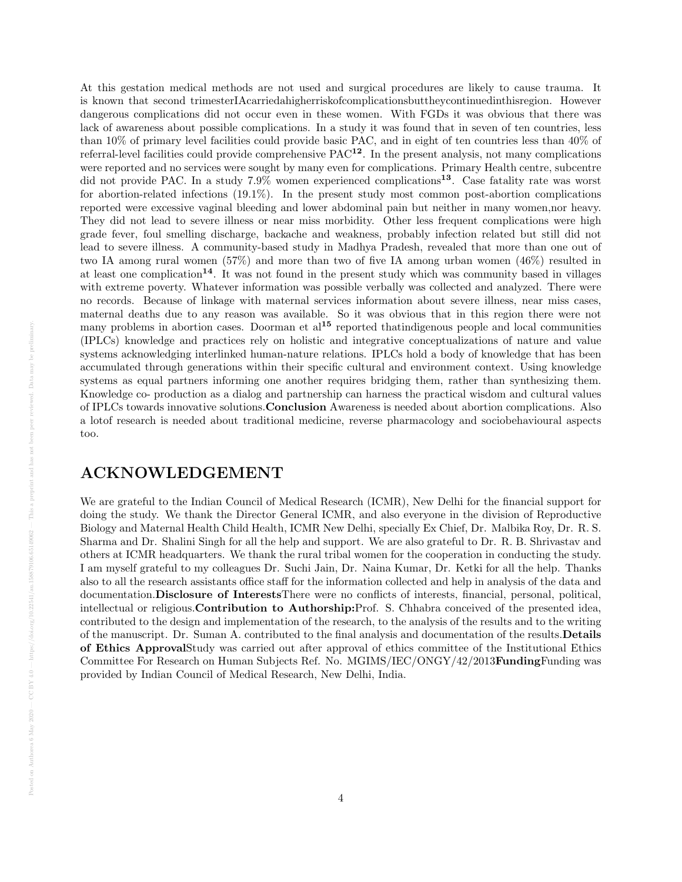At this gestation medical methods are not used and surgical procedures are likely to cause trauma. It is known that second trimesterIAcarriedahigherriskofcomplicationsbuttheycontinuedinthisregion. However dangerous complications did not occur even in these women. With FGDs it was obvious that there was lack of awareness about possible complications. In a study it was found that in seven of ten countries, less than 10% of primary level facilities could provide basic PAC, and in eight of ten countries less than 40% of referral-level facilities could provide comprehensive PAC[12]. In the present analysis, not many complications were reported and no services were sought by many even for complications. Primary Health centre, subcentre did not provide PAC. In a study 7.9% women experienced complications[13]. Case fatality rate was worst for abortion-related infections (19.1%). In the present study most common post-abortion complications reported were excessive vaginal bleeding and lower abdominal pain but neither in many women,nor heavy. They did not lead to severe illness or near miss morbidity. Other less frequent complications were high grade fever, foul smelling discharge, backache and weakness, probably infection related but still did not lead to severe illness. A community-based study in Madhya Pradesh, revealed that more than one out of two IA among rural women (57%) and more than two of five IA among urban women (46%) resulted in at least one complication[14]. It was not found in the present study which was community based in villages with extreme poverty. Whatever information was possible verbally was collected and analyzed. There were no records. Because of linkage with maternal services information about severe illness, near miss cases, maternal deaths due to any reason was available. So it was obvious that in this region there were not many problems in abortion cases. Doorman et al[15] reported thatindigenous people and local communities (IPLCs) knowledge and practices rely on holistic and integrative conceptualizations of nature and value systems acknowledging interlinked human-nature relations. IPLCs hold a body of knowledge that has been accumulated through generations within their specific cultural and environment context. Using knowledge systems as equal partners informing one another requires bridging them, rather than synthesizing them. Knowledge co- production as a dialog and partnership can harness the practical wisdom and cultural values of IPLCs towards innovative solutions.**Conclusion** Awareness is needed about abortion complications. Also a lotof research is needed about traditional medicine, reverse pharmacology and sociobehavioural aspects too.

## ACKNOWLEDGEMENT

We are grateful to the Indian Council of Medical Research (ICMR), New Delhi for the financial support for doing the study. We thank the Director General ICMR, and also everyone in the division of Reproductive Biology and Maternal Health Child Health, ICMR New Delhi, specially Ex Chief, Dr. Malbika Roy, Dr. R. S. Sharma and Dr. Shalini Singh for all the help and support. We are also grateful to Dr. R. B. Shrivastav and others at ICMR headquarters. We thank the rural tribal women for the cooperation in conducting the study. I am myself grateful to my colleagues Dr. Suchi Jain, Dr. Naina Kumar, Dr. Ketki for all the help. Thanks also to all the research assistants office staff for the information collected and help in analysis of the data and documentation.**Disclosure of Interests**There were no conflicts of interests, financial, personal, political, intellectual or religious.**Contribution to Authorship:**Prof. S. Chhabra conceived of the presented idea, contributed to the design and implementation of the research, to the analysis of the results and to the writing of the manuscript. Dr. Suman A. contributed to the final analysis and documentation of the results.**Details of Ethics Approval**Study was carried out after approval of ethics committee of the Institutional Ethics Committee For Research on Human Subjects Ref. No. MGIMS/IEC/ONGY/42/2013**Funding**Funding was provided by Indian Council of Medical Research, New Delhi, India.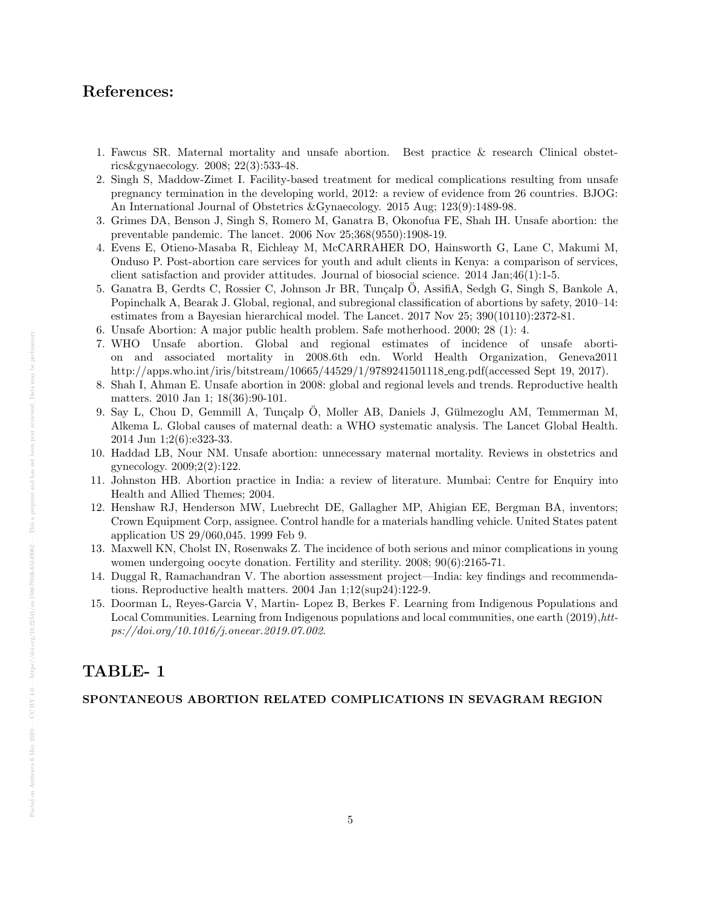## References:

1. Fawcus SR. Maternal mortality and unsafe abortion. Best practice & research Clinical obstetrics&gynaecology. 2008; 22(3):533-48.
2. Singh S, Maddow-Zimet I. Facility-based treatment for medical complications resulting from unsafe pregnancy termination in the developing world, 2012: a review of evidence from 26 countries. BJOG: An International Journal of Obstetrics &Gynaecology. 2015 Aug; 123(9):1489-98.
3. Grimes DA, Benson J, Singh S, Romero M, Ganatra B, Okonofua FE, Shah IH. Unsafe abortion: the preventable pandemic. The lancet. 2006 Nov 25;368(9550):1908-19.
4. Evens E, Otieno-Masaba R, Eichleay M, McCARRAHER DO, Hainsworth G, Lane C, Makumi M, Onduso P. Post-abortion care services for youth and adult clients in Kenya: a comparison of services, client satisfaction and provider attitudes. Journal of biosocial science. 2014 Jan;46(1):1-5.
5. Ganatra B, Gerdts C, Rossier C, Johnson Jr BR, Tunçalp Ö, AssifiA, Sedgh G, Singh S, Bankole A, Popinchalk A, Bearak J. Global, regional, and subregional classification of abortions by safety, 2010–14: estimates from a Bayesian hierarchical model. The Lancet. 2017 Nov 25; 390(10110):2372-81.
6. Unsafe Abortion: A major public health problem. Safe motherhood. 2000; 28 (1): 4.
7. WHO Unsafe abortion. Global and regional estimates of incidence of unsafe abortion and associated mortality in 2008.6th edn. World Health Organization, Geneva2011 http://apps.who.int/iris/bitstream/10665/44529/1/9789241501118_eng.pdf(accessed Sept 19, 2017).
8. Shah I, Ahman E. Unsafe abortion in 2008: global and regional levels and trends. Reproductive health matters. 2010 Jan 1; 18(36):90-101.
9. Say L, Chou D, Gemmill A, Tunçalp Ö, Moller AB, Daniels J, Gülmezoglu AM, Temmerman M, Alkema L. Global causes of maternal death: a WHO systematic analysis. The Lancet Global Health. 2014 Jun 1;2(6):e323-33.
10. Haddad LB, Nour NM. Unsafe abortion: unnecessary maternal mortality. Reviews in obstetrics and gynecology. 2009;2(2):122.
11. Johnston HB. Abortion practice in India: a review of literature. Mumbai: Centre for Enquiry into Health and Allied Themes; 2004.
12. Henshaw RJ, Henderson MW, Luebrecht DE, Gallagher MP, Ahigian EE, Bergman BA, inventors; Crown Equipment Corp, assignee. Control handle for a materials handling vehicle. United States patent application US 29/060,045. 1999 Feb 9.
13. Maxwell KN, Cholst IN, Rosenwaks Z. The incidence of both serious and minor complications in young women undergoing oocyte donation. Fertility and sterility. 2008; 90(6):2165-71.
14. Duggal R, Ramachandran V. The abortion assessment project—India: key findings and recommendations. Reproductive health matters. 2004 Jan 1;12(sup24):122-9.
15. Doorman L, Reyes-Garcia V, Martin- Lopez B, Berkes F. Learning from Indigenous Populations and Local Communities. Learning from Indigenous populations and local communities, one earth (2019),*https://doi.org/10.1016/j.oneear.2019.07.002*.

# TABLE- 1

**SPONTANEOUS ABORTION RELATED COMPLICATIONS IN SEVAGRAM REGION**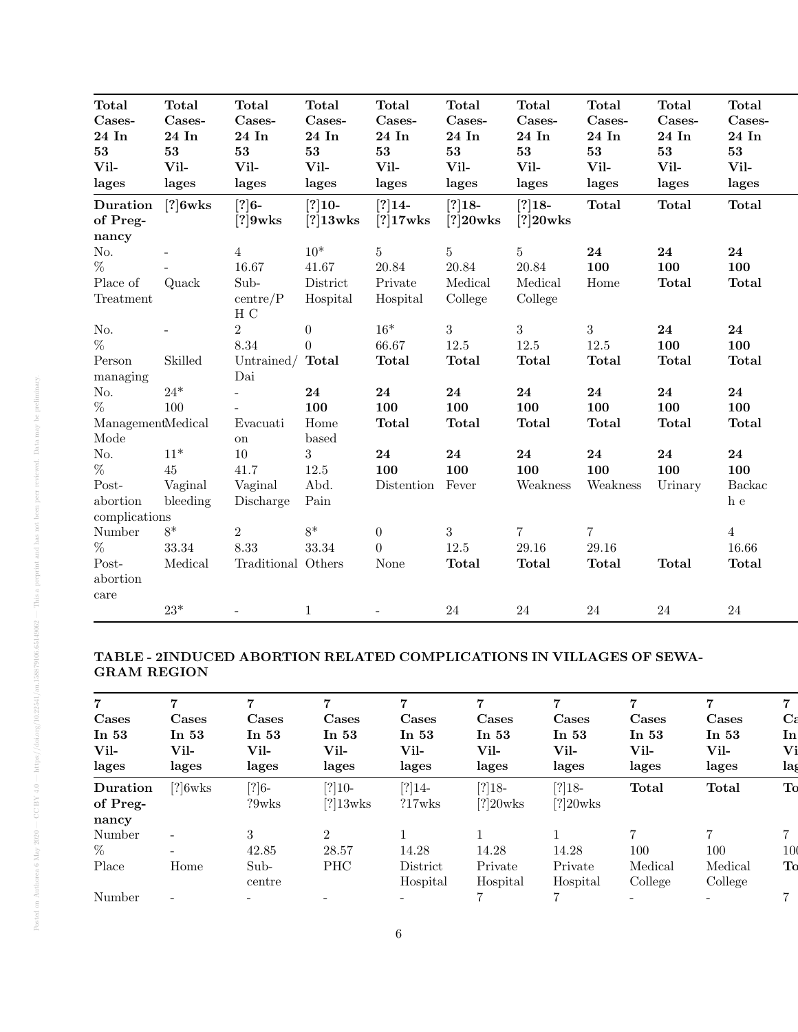| Total Cases-24 In 53 Villages | Total Cases-24 In 53 Villages | Total Cases-24 In 53 Villages | Total Cases-24 In 53 Villages | Total Cases-24 In 53 Villages | Total Cases-24 In 53 Villages | Total Cases-24 In 53 Villages | Total Cases-24 In 53 Villages | Total Cases-24 In 53 Villages | Total Cases-24 In 53 Villages |
|---|---|---|---|---|---|---|---|---|---|
| **Duration of Pregnancy** | **[?]6wks** | **[?]6-[?]9wks** | **[?]10-[?]13wks** | **[?]14-[?]17wks** | **[?]18-[?]20wks** | **[?]18-[?]20wks** | **Total** | **Total** | **Total** |
| No. | - | 4 | 10* | 5 | 5 | 5 | **24** | **24** | **24** |
| % | - | 16.67 | 41.67 | 20.84 | 20.84 | 20.84 | **100** | **100** | **100** |
| Place of Treatment | Quack | Sub-centre/P H C | District Hospital | Private Hospital | Medical College | Medical College | Home | **Total** | **Total** |
| No. | - | 2 | 0 | 16* | 3 | 3 | 3 | **24** | **24** |
| % | | 8.34 | 0 | 66.67 | 12.5 | 12.5 | 12.5 | **100** | **100** |
| Person managing | Skilled | Untrained/ Dai | **Total** | **Total** | **Total** | **Total** | **Total** | **Total** | **Total** |
| No. | 24* | - | **24** | **24** | **24** | **24** | **24** | **24** | **24** |
| % | 100 | - | **100** | **100** | **100** | **100** | **100** | **100** | **100** |
| Management Mode | Medical | Evacuation | Home based | **Total** | **Total** | **Total** | **Total** | **Total** | **Total** |
| No. | 11* | 10 | 3 | **24** | **24** | **24** | **24** | **24** | **24** |
| % | 45 | 41.7 | 12.5 | **100** | **100** | **100** | **100** | **100** | **100** |
| Post-abortion complications | Vaginal bleeding | Vaginal Discharge | Abd. Pain | Distention | Fever | Weakness | Weakness | Urinary | Backache |
| Number | 8* | 2 | 8* | 0 | 3 | 7 | 7 | | 4 |
| % | 33.34 | 8.33 | 33.34 | 0 | 12.5 | 29.16 | 29.16 | | 16.66 |
| Post-abortion care | Medical | Traditional | Others | None | **Total** | **Total** | **Total** | **Total** | **Total** |
| | 23* | - | 1 | - | 24 | 24 | 24 | 24 | 24 |

**TABLE - 2INDUCED ABORTION RELATED COMPLICATIONS IN VILLAGES OF SEWAGRAM REGION**

| 7 Cases In 53 Villages | 7 Cases In 53 Villages | 7 Cases In 53 Villages | 7 Cases In 53 Villages | 7 Cases In 53 Villages | 7 Cases In 53 Villages | 7 Cases In 53 Villages | 7 Cases In 53 Villages | 7 Cases In 53 Villages | 7 Cases In 53 Villages |
|---|---|---|---|---|---|---|---|---|---|
| **Duration of Pregnancy** | [?]6wks | [?]6-?9wks | [?]10-[?]13wks | [?]14-?17wks | [?]18-[?]20wks | [?]18-[?]20wks | **Total** | **Total** | **Total** |
| Number | - | 3 | 2 | 1 | 1 | 1 | 7 | 7 | 7 |
| % | - | 42.85 | 28.57 | 14.28 | 14.28 | 14.28 | 100 | 100 | 100 |
| Place | Home | Sub-centre | PHC | District Hospital | Private Hospital | Private Hospital | Medical College | Medical College | **Total** |
| Number | - | - | - | - | 7 | 7 | - | - | 7 |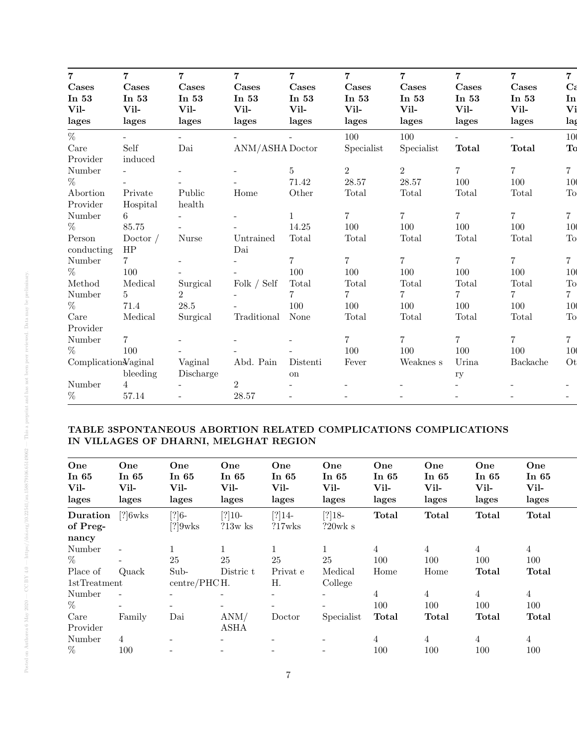| 7 Cases In 53 Villages | 7 Cases In 53 Villages | 7 Cases In 53 Villages | 7 Cases In 53 Villages | 7 Cases In 53 Villages | 7 Cases In 53 Villages | 7 Cases In 53 Villages | 7 Cases In 53 Villages | 7 Cases In 53 Villages | 7 Ca In Vi lag |
|---|---|---|---|---|---|---|---|---|---|
| % | - | - | - | - | 100 | 100 | - | - | 100 |
| Care Provider | Self induced | Dai | ANM/ASHA | Doctor | Specialist | Specialist | **Total** | **Total** | **To** |
| Number | - | - | - | 5 | 2 | 2 | 7 | 7 | 7 |
| % | - | - | - | 71.42 | 28.57 | 28.57 | 100 | 100 | 100 |
| Abortion Provider | Private Hospital | Public health | Home | Other | Total | Total | Total | Total | To |
| Number | 6 | - | - | 1 | 7 | 7 | 7 | 7 | 7 |
| % | 85.75 | - | - | 14.25 | 100 | 100 | 100 | 100 | 100 |
| Person conducting | Doctor / HP | Nurse | Untrained Dai | Total | Total | Total | Total | Total | To |
| Number | 7 | - | - | 7 | 7 | 7 | 7 | 7 | 7 |
| % | 100 | - | - | 100 | 100 | 100 | 100 | 100 | 100 |
| Method | Medical | Surgical | Folk / Self | Total | Total | Total | Total | Total | To |
| Number | 5 | 2 | - | 7 | 7 | 7 | 7 | 7 | 7 |
| % | 71.4 | 28.5 | - | 100 | 100 | 100 | 100 | 100 | 100 |
| Care Provider | Medical | Surgical | Traditional | None | Total | Total | Total | Total | To |
| Number | 7 | - | - | - | 7 | 7 | 7 | 7 | 7 |
| % | 100 | - | - | - | 100 | 100 | 100 | 100 | 100 |
| Complications | Vaginal bleeding | Vaginal Discharge | Abd. Pain | Distention | Fever | Weakness | Urinary | Backache | Ot |
| Number | 4 | - | 2 | - | - | - | - | - | - |
| % | 57.14 | - | 28.57 | - | - | - | - | - | - |

**TABLE 3SPONTANEOUS ABORTION RELATED COMPLICATIONS COMPLICATIONS IN VILLAGES OF DHARNI, MELGHAT REGION**

| One In 65 Villages | One In 65 Villages | One In 65 Villages | One In 65 Villages | One In 65 Villages | One In 65 Villages | One In 65 Villages | One In 65 Villages | One In 65 Villages | One In 65 Villages |
|---|---|---|---|---|---|---|---|---|---|
| **Duration of Pregnancy** | [?]6wks | [?]6-[?]9wks | [?]10-?13w ks | [?]14-?17wks | [?]18-?20wk s | **Total** | **Total** | **Total** | **Total** |
| Number | - | 1 | 1 | 1 | 1 | 4 | 4 | 4 | 4 |
| % | - | 25 | 25 | 25 | 25 | 100 | 100 | 100 | 100 |
| Place of 1stTreatment | Quack | Sub-centre/PHC | District H. | Private H. | Medical College | Home | Home | **Total** | **Total** |
| Number | - | - | - | - | - | 4 | 4 | 4 | 4 |
| % | - | - | - | - | - | 100 | 100 | 100 | 100 |
| Care Provider | Family | Dai | ANM/ ASHA | Doctor | Specialist | **Total** | **Total** | **Total** | **Total** |
| Number | 4 | - | - | - | - | 4 | 4 | 4 | 4 |
| % | 100 | - | - | - | - | 100 | 100 | 100 | 100 |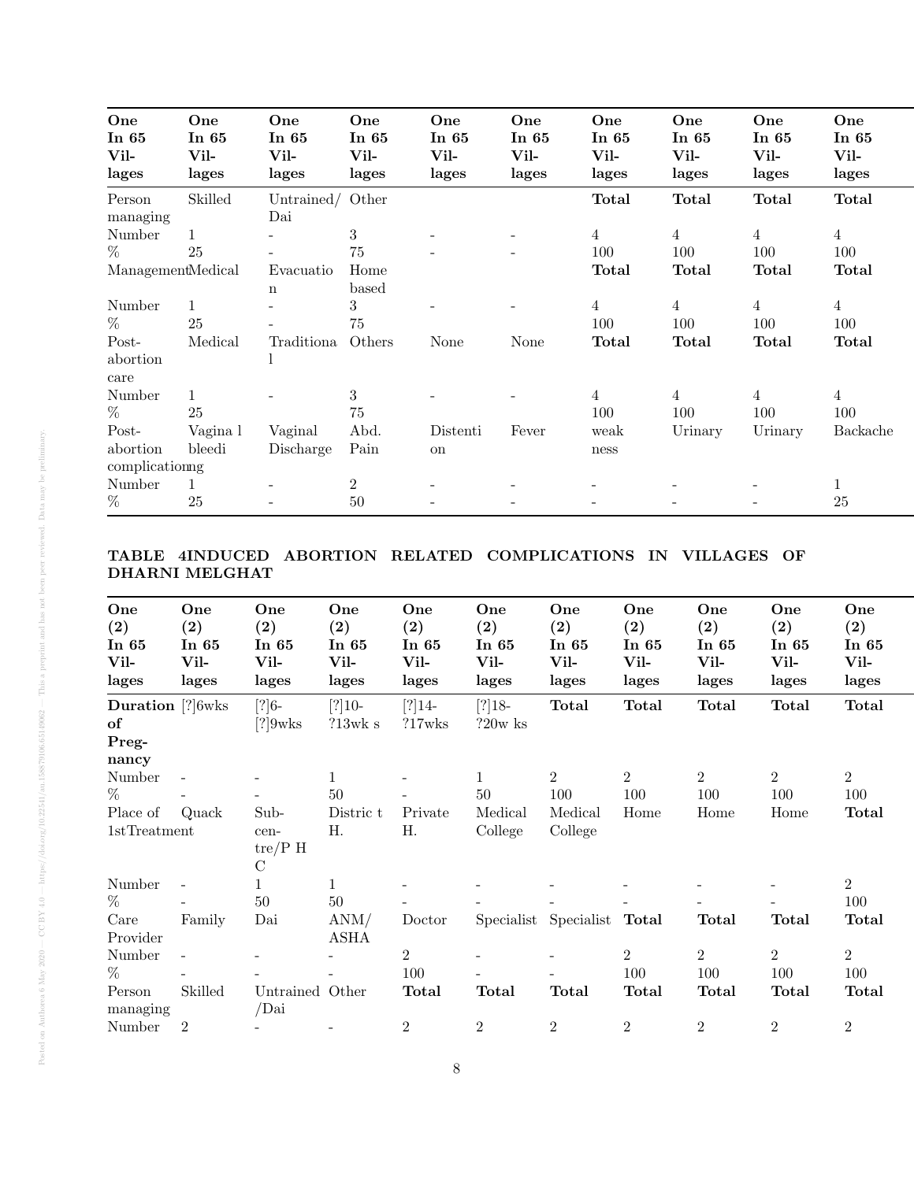| One In 65 Villages | One In 65 Villages | One In 65 Villages | One In 65 Villages | One In 65 Villages | One In 65 Villages | One In 65 Villages | One In 65 Villages | One In 65 Villages | One In 65 Villages |
|---|---|---|---|---|---|---|---|---|---|
| Person managing | Skilled | Untrained/ Dai | Other | | | **Total** | **Total** | **Total** | **Total** |
| Number | 1 | - | 3 | - | - | 4 | 4 | 4 | 4 |
| % | 25 | - | 75 | - | - | 100 | 100 | 100 | 100 |
| Management | Medical | Evacuation | Home based | | | **Total** | **Total** | **Total** | **Total** |
| Number | 1 | - | 3 | - | - | 4 | 4 | 4 | 4 |
| % | 25 | - | 75 | | | 100 | 100 | 100 | 100 |
| Post-abortion care | Medical | Traditional | Others | None | None | **Total** | **Total** | **Total** | **Total** |
| Number | 1 | - | 3 | - | - | 4 | 4 | 4 | 4 |
| % | 25 | | 75 | | | 100 | 100 | 100 | 100 |
| Post-abortion complication | Vagina l bleeding | Vaginal Discharge | Abd. Pain | Distention | Fever | weak ness | Urinary | Urinary | Backache |
| Number | 1 | - | 2 | - | - | - | - | - | 1 |
| % | 25 | - | 50 | - | - | - | - | - | 25 |

**TABLE 4INDUCED ABORTION RELATED COMPLICATIONS IN VILLAGES OF DHARNI MELGHAT**

| One (2) In 65 Villages | One (2) In 65 Villages | One (2) In 65 Villages | One (2) In 65 Villages | One (2) In 65 Villages | One (2) In 65 Villages | One (2) In 65 Villages | One (2) In 65 Villages | One (2) In 65 Villages | One (2) In 65 Villages | One (2) In 65 Villages |
|---|---|---|---|---|---|---|---|---|---|---|
| **Duration of Pregnancy** | [?]6wks | [?]6-[?]9wks | [?]10-?13wk s | [?]14-?17wks | [?]18-?20w ks | **Total** | **Total** | **Total** | **Total** | **Total** |
| Number | - | - | 1 | - | 1 | 2 | 2 | 2 | 2 | 2 |
| % | - | - | 50 | - | 50 | 100 | 100 | 100 | 100 | 100 |
| Place of 1stTreatment | Quack | Sub-centre/P HC | Distric t H. | Private H. | Medical College | Medical College | Home | Home | Home | **Total** |
| Number | - | 1 | 1 | - | - | - | - | - | - | 2 |
| % | - | 50 | 50 | - | - | - | - | - | - | 100 |
| Care Provider | Family | Dai | ANM/ ASHA | Doctor | Specialist | Specialist | **Total** | **Total** | **Total** | **Total** |
| Number | - | - | - | 2 | - | - | 2 | 2 | 2 | 2 |
| % | - | - | - | 100 | - | - | 100 | 100 | 100 | 100 |
| Person managing | Skilled | Untrained /Dai | Other | **Total** | **Total** | **Total** | **Total** | **Total** | **Total** | **Total** |
| Number | 2 | - | - | 2 | 2 | 2 | 2 | 2 | 2 | 2 |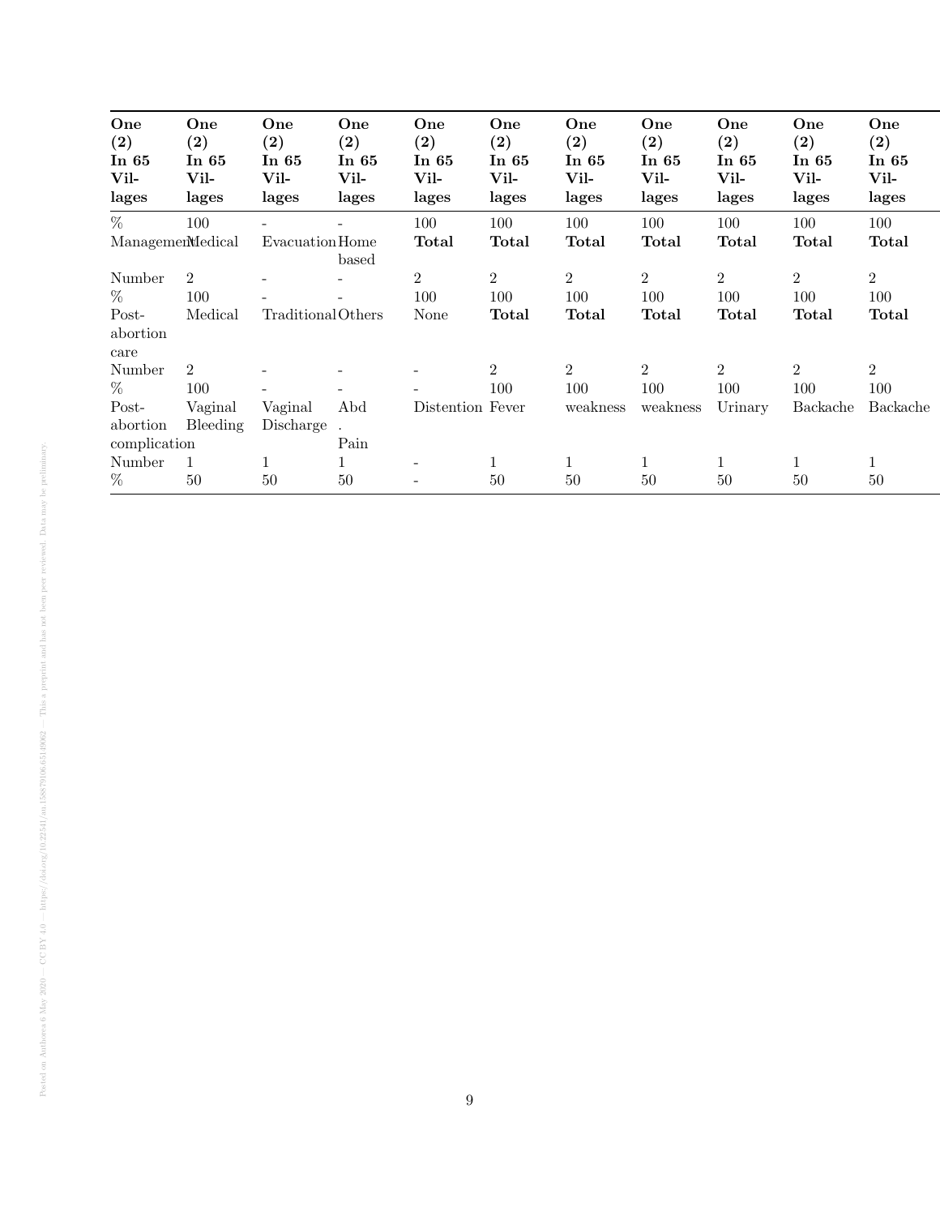| One (2) In 65 Villages | One (2) In 65 Villages | One (2) In 65 Villages | One (2) In 65 Villages | One (2) In 65 Villages | One (2) In 65 Villages | One (2) In 65 Villages | One (2) In 65 Villages | One (2) In 65 Villages | One (2) In 65 Villages | One (2) In 65 Villages |
|---|---|---|---|---|---|---|---|---|---|---|
| % | 100 | - | - | 100 | 100 | 100 | 100 | 100 | 100 | 100 |
| Management | Medical | Evacuation | Home based | **Total** | **Total** | **Total** | **Total** | **Total** | **Total** | **Total** |
| Number | 2 | - | - | 2 | 2 | 2 | 2 | 2 | 2 | 2 |
| % | 100 | - | - | 100 | 100 | 100 | 100 | 100 | 100 | 100 |
| Post-abortion care | Medical | Traditional | Others | None | **Total** | **Total** | **Total** | **Total** | **Total** | **Total** |
| Number | 2 | - | - | - | 2 | 2 | 2 | 2 | 2 | 2 |
| % | 100 | - | - | - | 100 | 100 | 100 | 100 | 100 | 100 |
| Post-abortion complication | Vaginal Bleeding | Vaginal Discharge | Abd . Pain | Distention | Fever | weakness | weakness | Urinary | Backache | Backache |
| Number | 1 | 1 | 1 | - | 1 | 1 | 1 | 1 | 1 | 1 |
| % | 50 | 50 | 50 | - | 50 | 50 | 50 | 50 | 50 | 50 |